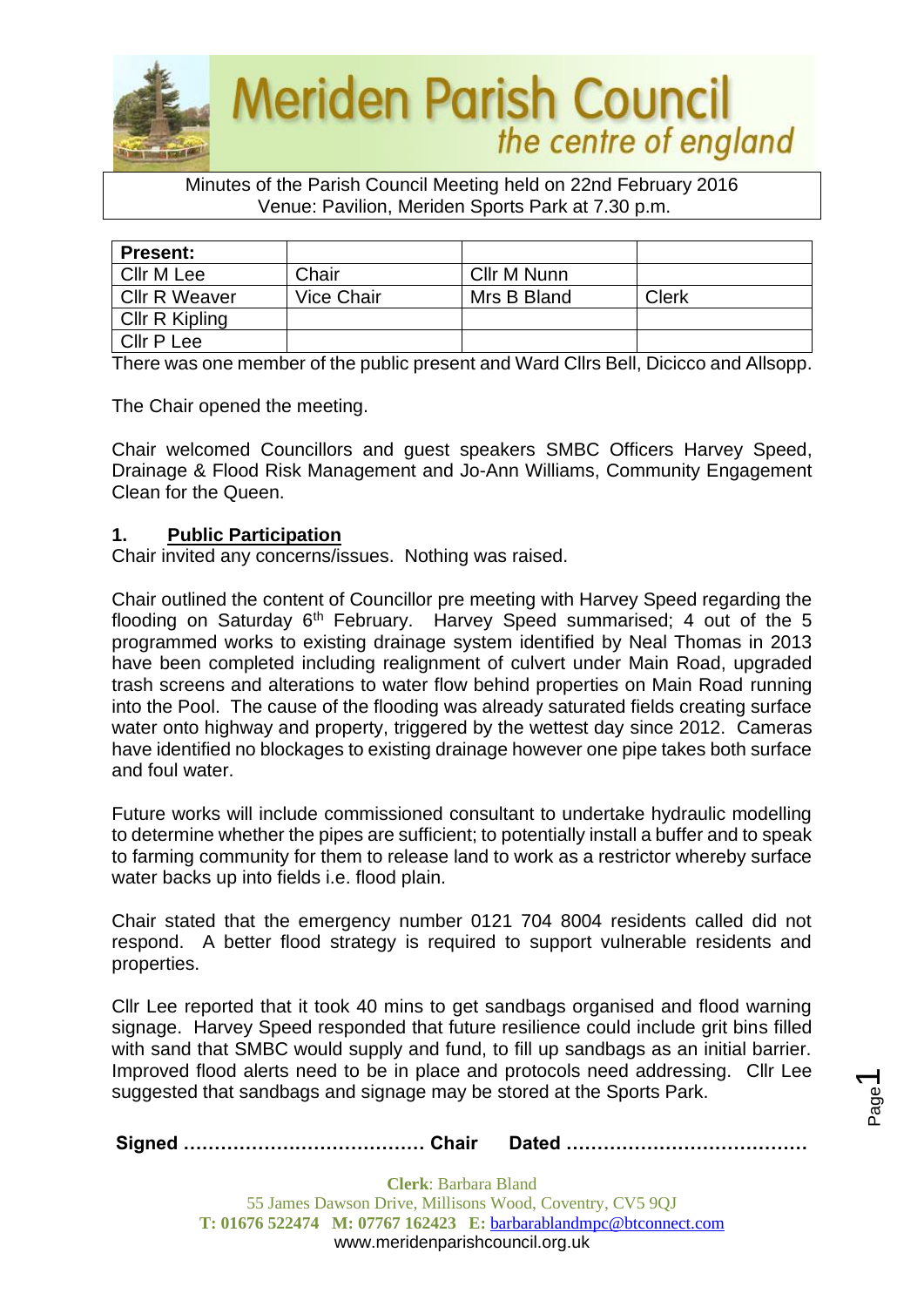# Meriden Parish Council

*the centre of england*

Minutes of the Parish Council Meeting held on 22nd February 2016
Venue: Pavilion, Meriden Sports Park at 7.30 p.m.

| Present: | | | |
|---|---|---|---|
| Cllr M Lee | Chair | Cllr M Nunn | |
| Cllr R Weaver | Vice Chair | Mrs B Bland | Clerk |
| Cllr R Kipling | | | |
| Cllr P Lee | | | |

There was one member of the public present and Ward Cllrs Bell, Dicicco and Allsopp.

The Chair opened the meeting.

Chair welcomed Councillors and guest speakers SMBC Officers Harvey Speed, Drainage & Flood Risk Management and Jo-Ann Williams, Community Engagement Clean for the Queen.

## 1. Public Participation

Chair invited any concerns/issues. Nothing was raised.

Chair outlined the content of Councillor pre meeting with Harvey Speed regarding the flooding on Saturday 6th February. Harvey Speed summarised; 4 out of the 5 programmed works to existing drainage system identified by Neal Thomas in 2013 have been completed including realignment of culvert under Main Road, upgraded trash screens and alterations to water flow behind properties on Main Road running into the Pool. The cause of the flooding was already saturated fields creating surface water onto highway and property, triggered by the wettest day since 2012. Cameras have identified no blockages to existing drainage however one pipe takes both surface and foul water.

Future works will include commissioned consultant to undertake hydraulic modelling to determine whether the pipes are sufficient; to potentially install a buffer and to speak to farming community for them to release land to work as a restrictor whereby surface water backs up into fields i.e. flood plain.

Chair stated that the emergency number 0121 704 8004 residents called did not respond. A better flood strategy is required to support vulnerable residents and properties.

Cllr Lee reported that it took 40 mins to get sandbags organised and flood warning signage. Harvey Speed responded that future resilience could include grit bins filled with sand that SMBC would supply and fund, to fill up sandbags as an initial barrier. Improved flood alerts need to be in place and protocols need addressing. Cllr Lee suggested that sandbags and signage may be stored at the Sports Park.

**Signed ………………………………… Chair Dated …………………………………**

**Clerk**: Barbara Bland
55 James Dawson Drive, Millisons Wood, Coventry, CV5 9QJ
**T: 01676 522474 M: 07767 162423 E:** barbarablandmpc@btconnect.com
www.meridenparishcouncil.org.uk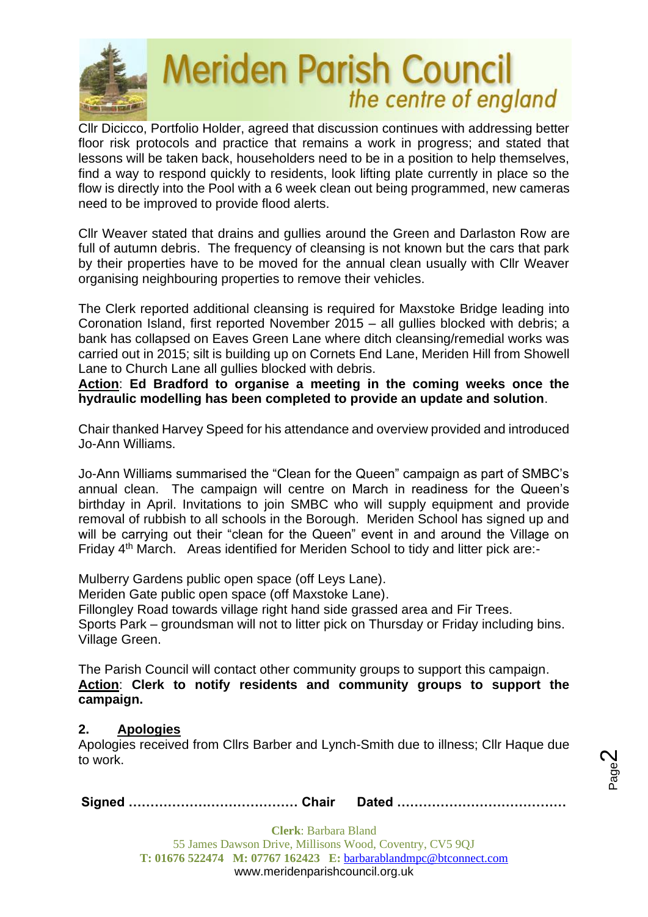Cllr Dicicco, Portfolio Holder, agreed that discussion continues with addressing better floor risk protocols and practice that remains a work in progress; and stated that lessons will be taken back, householders need to be in a position to help themselves, find a way to respond quickly to residents, look lifting plate currently in place so the flow is directly into the Pool with a 6 week clean out being programmed, new cameras need to be improved to provide flood alerts.

Cllr Weaver stated that drains and gullies around the Green and Darlaston Row are full of autumn debris. The frequency of cleansing is not known but the cars that park by their properties have to be moved for the annual clean usually with Cllr Weaver organising neighbouring properties to remove their vehicles.

The Clerk reported additional cleansing is required for Maxstoke Bridge leading into Coronation Island, first reported November 2015 – all gullies blocked with debris; a bank has collapsed on Eaves Green Lane where ditch cleansing/remedial works was carried out in 2015; silt is building up on Cornets End Lane, Meriden Hill from Showell Lane to Church Lane all gullies blocked with debris.
**<u>Action</u>: Ed Bradford to organise a meeting in the coming weeks once the hydraulic modelling has been completed to provide an update and solution**.

Chair thanked Harvey Speed for his attendance and overview provided and introduced Jo-Ann Williams.

Jo-Ann Williams summarised the "Clean for the Queen" campaign as part of SMBC's annual clean. The campaign will centre on March in readiness for the Queen's birthday in April. Invitations to join SMBC who will supply equipment and provide removal of rubbish to all schools in the Borough. Meriden School has signed up and will be carrying out their "clean for the Queen" event in and around the Village on Friday 4th March. Areas identified for Meriden School to tidy and litter pick are:-

Mulberry Gardens public open space (off Leys Lane).
Meriden Gate public open space (off Maxstoke Lane).
Fillongley Road towards village right hand side grassed area and Fir Trees.
Sports Park – groundsman will not to litter pick on Thursday or Friday including bins.
Village Green.

The Parish Council will contact other community groups to support this campaign.
**<u>Action</u>: Clerk to notify residents and community groups to support the campaign.**

## 2. <u>Apologies</u>

Apologies received from Cllrs Barber and Lynch-Smith due to illness; Cllr Haque due to work.

**Signed ………………………………… Chair Dated …………………………………**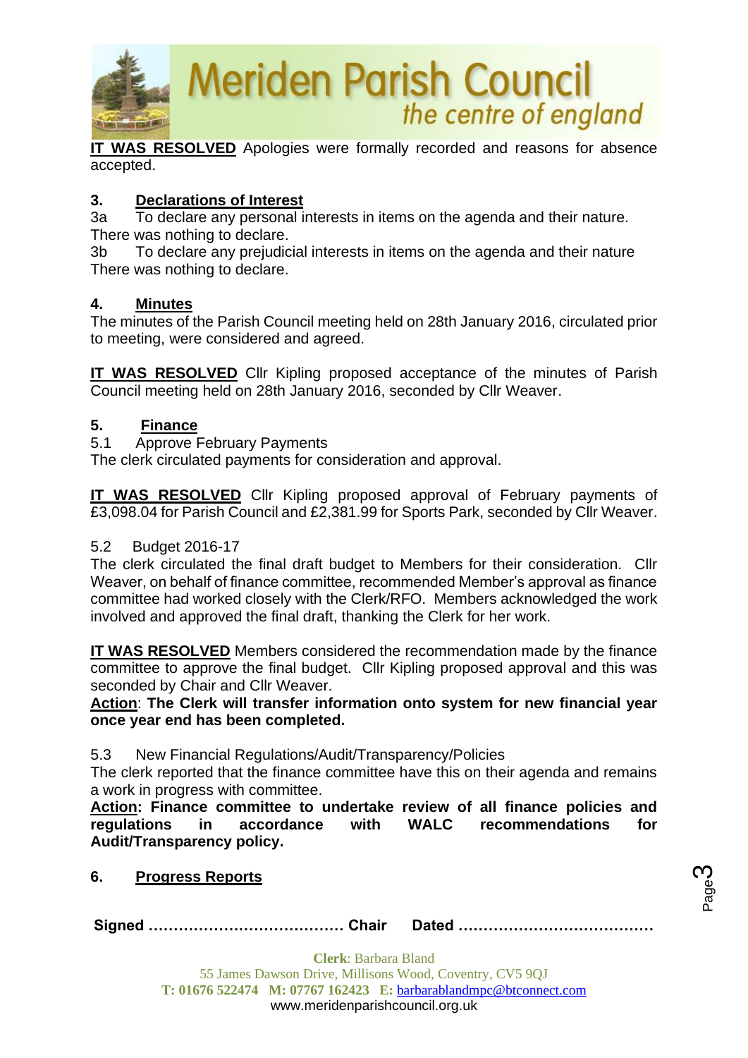**IT WAS RESOLVED** Apologies were formally recorded and reasons for absence accepted.

**3. Declarations of Interest**

3a To declare any personal interests in items on the agenda and their nature.
There was nothing to declare.

3b To declare any prejudicial interests in items on the agenda and their nature
There was nothing to declare.

**4. Minutes**

The minutes of the Parish Council meeting held on 28th January 2016, circulated prior to meeting, were considered and agreed.

**IT WAS RESOLVED** Cllr Kipling proposed acceptance of the minutes of Parish Council meeting held on 28th January 2016, seconded by Cllr Weaver.

**5. Finance**

5.1 Approve February Payments

The clerk circulated payments for consideration and approval.

**IT WAS RESOLVED** Cllr Kipling proposed approval of February payments of £3,098.04 for Parish Council and £2,381.99 for Sports Park, seconded by Cllr Weaver.

5.2 Budget 2016-17

The clerk circulated the final draft budget to Members for their consideration. Cllr Weaver, on behalf of finance committee, recommended Member's approval as finance committee had worked closely with the Clerk/RFO. Members acknowledged the work involved and approved the final draft, thanking the Clerk for her work.

**IT WAS RESOLVED** Members considered the recommendation made by the finance committee to approve the final budget. Cllr Kipling proposed approval and this was seconded by Chair and Cllr Weaver.

**Action**: **The Clerk will transfer information onto system for new financial year once year end has been completed.**

5.3 New Financial Regulations/Audit/Transparency/Policies

The clerk reported that the finance committee have this on their agenda and remains a work in progress with committee.

**Action: Finance committee to undertake review of all finance policies and regulations in accordance with WALC recommendations for Audit/Transparency policy.**

**6. Progress Reports**

**Signed ………………………………… Chair Dated …………………………………**

**Clerk**: Barbara Bland
55 James Dawson Drive, Millisons Wood, Coventry, CV5 9QJ
**T: 01676 522474 M: 07767 162423 E:** barbarablandmpc@btconnect.com
www.meridenparishcouncil.org.uk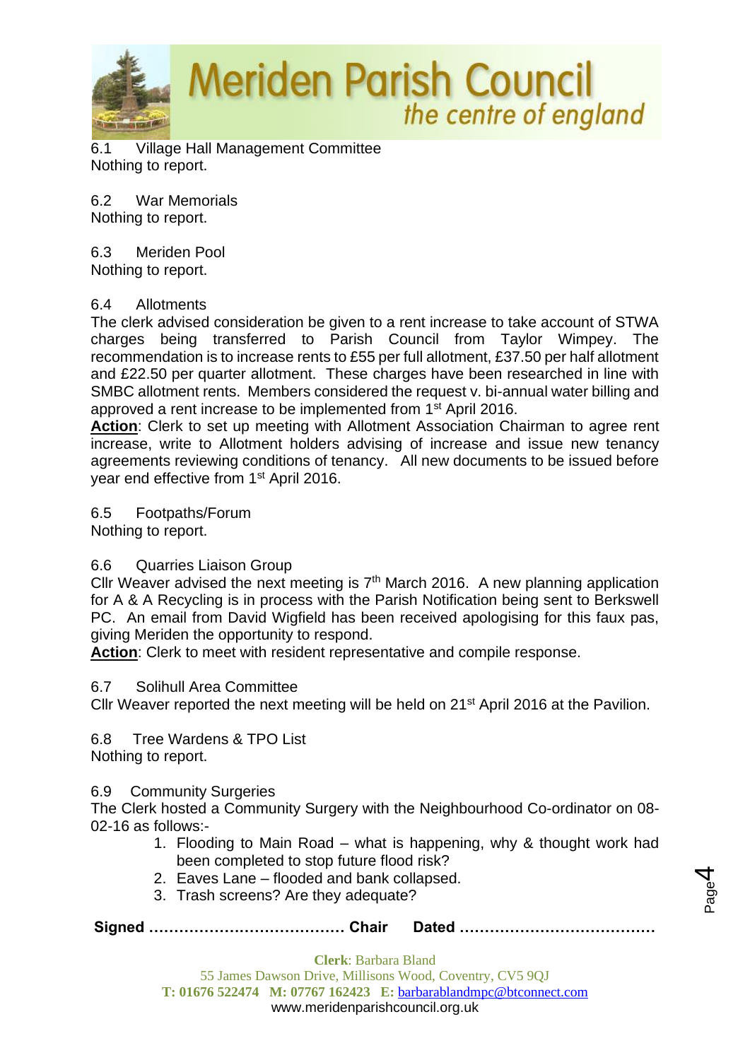6.1 Village Hall Management Committee
Nothing to report.

6.2 War Memorials
Nothing to report.

6.3 Meriden Pool
Nothing to report.

6.4 Allotments
The clerk advised consideration be given to a rent increase to take account of STWA charges being transferred to Parish Council from Taylor Wimpey. The recommendation is to increase rents to £55 per full allotment, £37.50 per half allotment and £22.50 per quarter allotment. These charges have been researched in line with SMBC allotment rents. Members considered the request v. bi-annual water billing and approved a rent increase to be implemented from 1st April 2016.
**Action**: Clerk to set up meeting with Allotment Association Chairman to agree rent increase, write to Allotment holders advising of increase and issue new tenancy agreements reviewing conditions of tenancy. All new documents to be issued before year end effective from 1st April 2016.

6.5 Footpaths/Forum
Nothing to report.

6.6 Quarries Liaison Group
Cllr Weaver advised the next meeting is 7th March 2016. A new planning application for A & A Recycling is in process with the Parish Notification being sent to Berkswell PC. An email from David Wigfield has been received apologising for this faux pas, giving Meriden the opportunity to respond.
**Action**: Clerk to meet with resident representative and compile response.

6.7 Solihull Area Committee
Cllr Weaver reported the next meeting will be held on 21st April 2016 at the Pavilion.

6.8 Tree Wardens & TPO List
Nothing to report.

6.9 Community Surgeries
The Clerk hosted a Community Surgery with the Neighbourhood Co-ordinator on 08-02-16 as follows:-

1. Flooding to Main Road – what is happening, why & thought work had been completed to stop future flood risk?
2. Eaves Lane – flooded and bank collapsed.
3. Trash screens? Are they adequate?

**Signed ………………………………… Chair Dated …………………………………**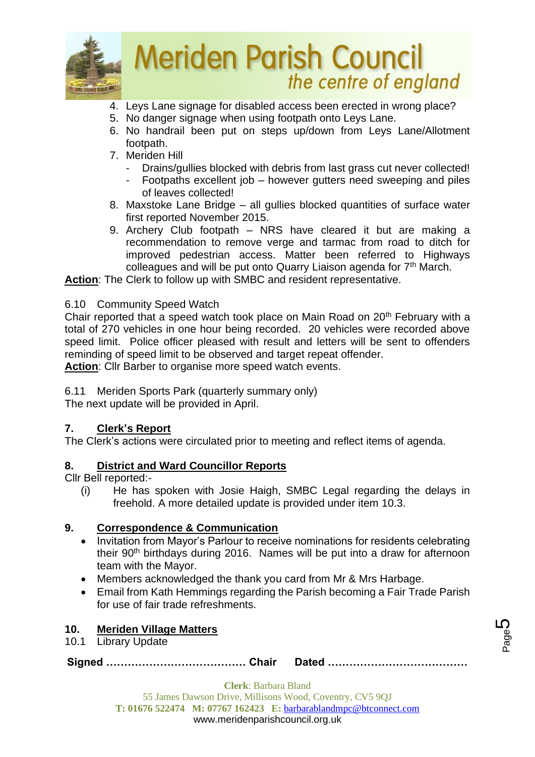4. Leys Lane signage for disabled access been erected in wrong place?
5. No danger signage when using footpath onto Leys Lane.
6. No handrail been put on steps up/down from Leys Lane/Allotment footpath.
7. Meriden Hill
   - Drains/gullies blocked with debris from last grass cut never collected!
   - Footpaths excellent job – however gutters need sweeping and piles of leaves collected!
8. Maxstoke Lane Bridge – all gullies blocked quantities of surface water first reported November 2015.
9. Archery Club footpath – NRS have cleared it but are making a recommendation to remove verge and tarmac from road to ditch for improved pedestrian access. Matter been referred to Highways colleagues and will be put onto Quarry Liaison agenda for 7th March.

**Action**: The Clerk to follow up with SMBC and resident representative.

6.10 Community Speed Watch

Chair reported that a speed watch took place on Main Road on 20th February with a total of 270 vehicles in one hour being recorded. 20 vehicles were recorded above speed limit. Police officer pleased with result and letters will be sent to offenders reminding of speed limit to be observed and target repeat offender.

**Action**: Cllr Barber to organise more speed watch events.

6.11 Meriden Sports Park (quarterly summary only)

The next update will be provided in April.

## 7. Clerk's Report

The Clerk's actions were circulated prior to meeting and reflect items of agenda.

## 8. District and Ward Councillor Reports

Cllr Bell reported:-

(i) He has spoken with Josie Haigh, SMBC Legal regarding the delays in freehold. A more detailed update is provided under item 10.3.

## 9. Correspondence & Communication

- Invitation from Mayor's Parlour to receive nominations for residents celebrating their 90th birthdays during 2016. Names will be put into a draw for afternoon team with the Mayor.
- Members acknowledged the thank you card from Mr & Mrs Harbage.
- Email from Kath Hemmings regarding the Parish becoming a Fair Trade Parish for use of fair trade refreshments.

## 10. Meriden Village Matters

10.1 Library Update

**Signed ………………………………… Chair Dated …………………………………**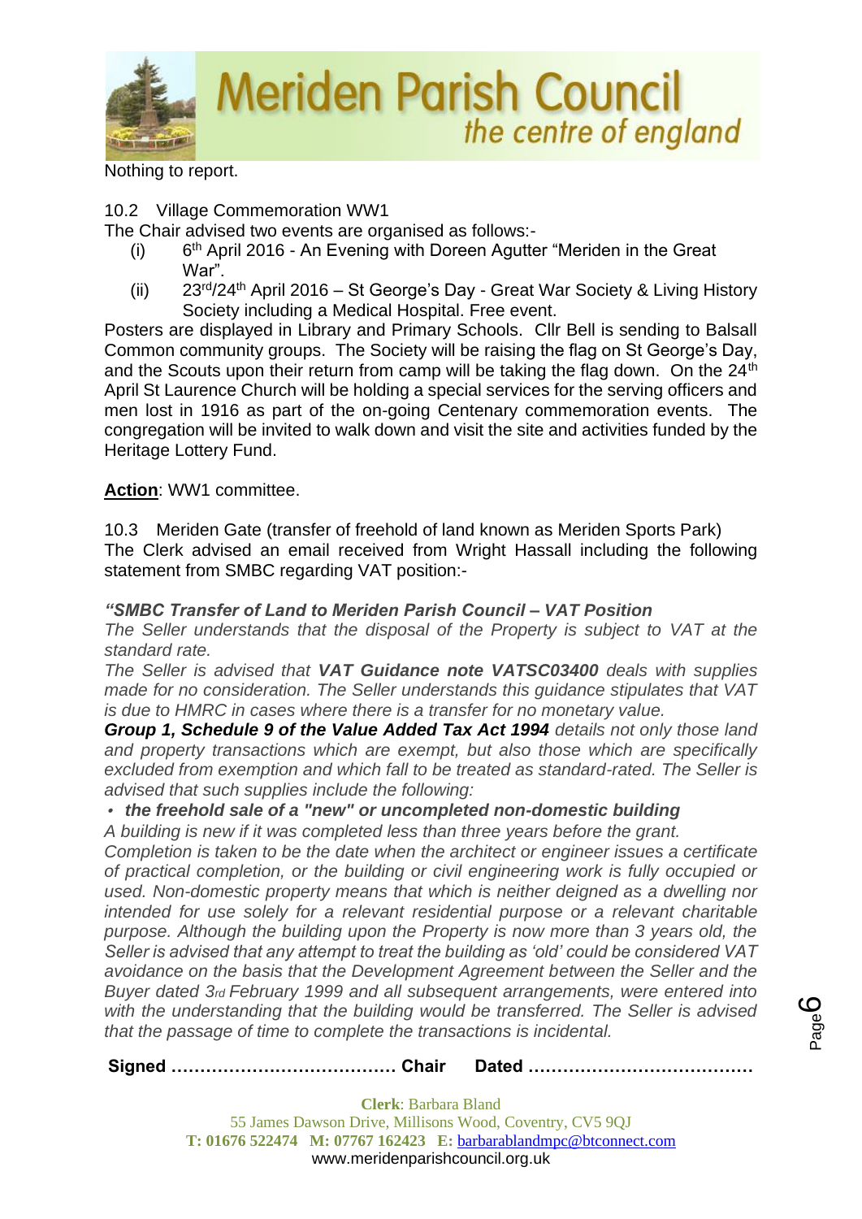Nothing to report.

10.2 Village Commemoration WW1

The Chair advised two events are organised as follows:-

(i) 6th April 2016 - An Evening with Doreen Agutter "Meriden in the Great War".

(ii) 23rd/24th April 2016 – St George's Day - Great War Society & Living History Society including a Medical Hospital. Free event.

Posters are displayed in Library and Primary Schools. Cllr Bell is sending to Balsall Common community groups. The Society will be raising the flag on St George's Day, and the Scouts upon their return from camp will be taking the flag down. On the 24th April St Laurence Church will be holding a special services for the serving officers and men lost in 1916 as part of the on-going Centenary commemoration events. The congregation will be invited to walk down and visit the site and activities funded by the Heritage Lottery Fund.

**Action**: WW1 committee.

10.3 Meriden Gate (transfer of freehold of land known as Meriden Sports Park)

The Clerk advised an email received from Wright Hassall including the following statement from SMBC regarding VAT position:-

***"SMBC Transfer of Land to Meriden Parish Council – VAT Position***

*The Seller understands that the disposal of the Property is subject to VAT at the standard rate.*

*The Seller is advised that **VAT Guidance note VATSC03400** deals with supplies made for no consideration. The Seller understands this guidance stipulates that VAT is due to HMRC in cases where there is a transfer for no monetary value.*

***Group 1, Schedule 9 of the Value Added Tax Act 1994** details not only those land and property transactions which are exempt, but also those which are specifically excluded from exemption and which fall to be treated as standard-rated. The Seller is advised that such supplies include the following:*

- ***the freehold sale of a "new" or uncompleted non-domestic building***

*A building is new if it was completed less than three years before the grant.*

*Completion is taken to be the date when the architect or engineer issues a certificate of practical completion, or the building or civil engineering work is fully occupied or used. Non-domestic property means that which is neither deigned as a dwelling nor intended for use solely for a relevant residential purpose or a relevant charitable purpose. Although the building upon the Property is now more than 3 years old, the Seller is advised that any attempt to treat the building as 'old' could be considered VAT avoidance on the basis that the Development Agreement between the Seller and the Buyer dated 3rd February 1999 and all subsequent arrangements, were entered into with the understanding that the building would be transferred. The Seller is advised that the passage of time to complete the transactions is incidental.*

**Signed ………………………………… Chair Dated …………………………………**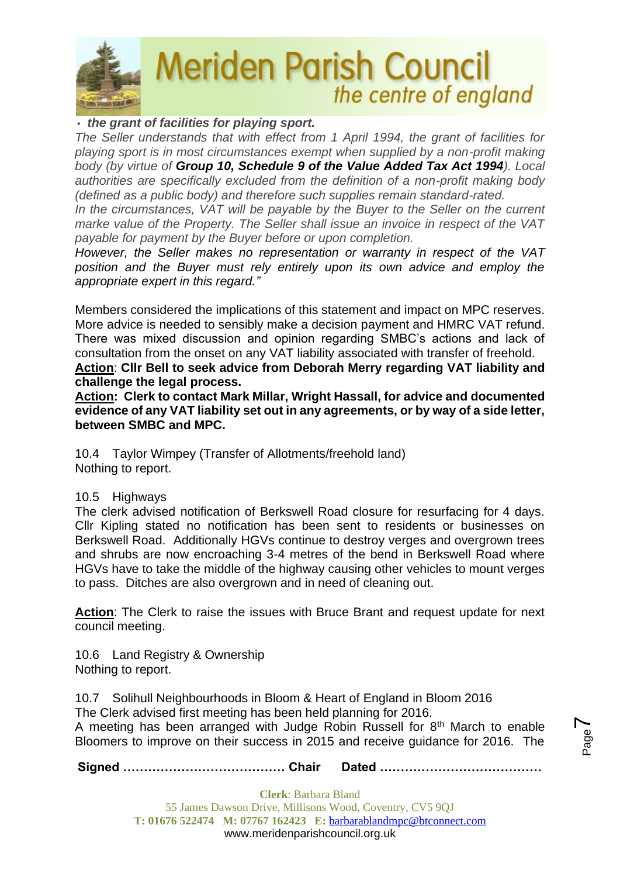- ***the grant of facilities for playing sport.***

*The Seller understands that with effect from 1 April 1994, the grant of facilities for playing sport is in most circumstances exempt when supplied by a non-profit making body (by virtue of **Group 10, Schedule 9 of the Value Added Tax Act 1994**). Local authorities are specifically excluded from the definition of a non-profit making body (defined as a public body) and therefore such supplies remain standard-rated.*

*In the circumstances, VAT will be payable by the Buyer to the Seller on the current marke value of the Property. The Seller shall issue an invoice in respect of the VAT payable for payment by the Buyer before or upon completion.*

*However, the Seller makes no representation or warranty in respect of the VAT position and the Buyer must rely entirely upon its own advice and employ the appropriate expert in this regard."*

Members considered the implications of this statement and impact on MPC reserves. More advice is needed to sensibly make a decision payment and HMRC VAT refund. There was mixed discussion and opinion regarding SMBC's actions and lack of consultation from the onset on any VAT liability associated with transfer of freehold.

**<u>Action</u>: Cllr Bell to seek advice from Deborah Merry regarding VAT liability and challenge the legal process.**

**<u>Action</u>: Clerk to contact Mark Millar, Wright Hassall, for advice and documented evidence of any VAT liability set out in any agreements, or by way of a side letter, between SMBC and MPC.**

10.4 Taylor Wimpey (Transfer of Allotments/freehold land)
Nothing to report.

10.5 Highways
The clerk advised notification of Berkswell Road closure for resurfacing for 4 days. Cllr Kipling stated no notification has been sent to residents or businesses on Berkswell Road. Additionally HGVs continue to destroy verges and overgrown trees and shrubs are now encroaching 3-4 metres of the bend in Berkswell Road where HGVs have to take the middle of the highway causing other vehicles to mount verges to pass. Ditches are also overgrown and in need of cleaning out.

**<u>Action</u>**: The Clerk to raise the issues with Bruce Brant and request update for next council meeting.

10.6 Land Registry & Ownership
Nothing to report.

10.7 Solihull Neighbourhoods in Bloom & Heart of England in Bloom 2016
The Clerk advised first meeting has been held planning for 2016.
A meeting has been arranged with Judge Robin Russell for 8th March to enable Bloomers to improve on their success in 2015 and receive guidance for 2016. The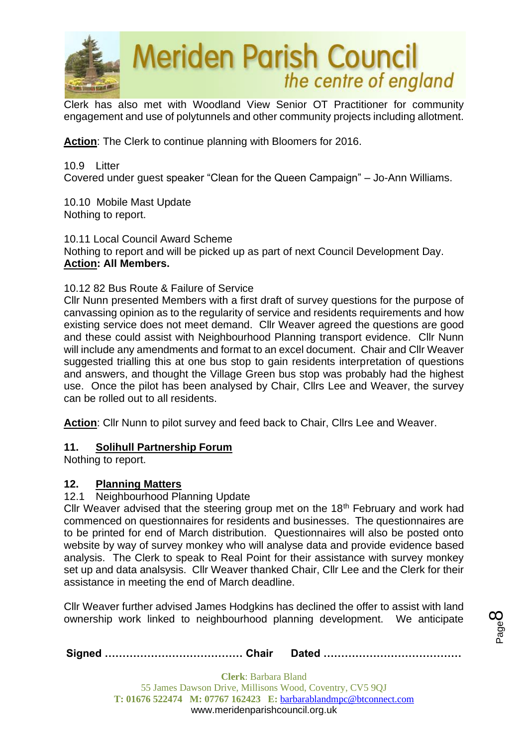Clerk has also met with Woodland View Senior OT Practitioner for community engagement and use of polytunnels and other community projects including allotment.

**Action**: The Clerk to continue planning with Bloomers for 2016.

10.9 Litter
Covered under guest speaker "Clean for the Queen Campaign" – Jo-Ann Williams.

10.10 Mobile Mast Update
Nothing to report.

10.11 Local Council Award Scheme
Nothing to report and will be picked up as part of next Council Development Day.
**Action: All Members.**

10.12 82 Bus Route & Failure of Service
Cllr Nunn presented Members with a first draft of survey questions for the purpose of canvassing opinion as to the regularity of service and residents requirements and how existing service does not meet demand. Cllr Weaver agreed the questions are good and these could assist with Neighbourhood Planning transport evidence. Cllr Nunn will include any amendments and format to an excel document. Chair and Cllr Weaver suggested trialling this at one bus stop to gain residents interpretation of questions and answers, and thought the Village Green bus stop was probably had the highest use. Once the pilot has been analysed by Chair, Cllrs Lee and Weaver, the survey can be rolled out to all residents.

**Action**: Cllr Nunn to pilot survey and feed back to Chair, Cllrs Lee and Weaver.

## 11. Solihull Partnership Forum

Nothing to report.

## 12. Planning Matters

12.1 Neighbourhood Planning Update
Cllr Weaver advised that the steering group met on the 18th February and work had commenced on questionnaires for residents and businesses. The questionnaires are to be printed for end of March distribution. Questionnaires will also be posted onto website by way of survey monkey who will analyse data and provide evidence based analysis. The Clerk to speak to Real Point for their assistance with survey monkey set up and data analsysis. Cllr Weaver thanked Chair, Cllr Lee and the Clerk for their assistance in meeting the end of March deadline.

Cllr Weaver further advised James Hodgkins has declined the offer to assist with land ownership work linked to neighbourhood planning development. We anticipate

**Signed ………………………………… Chair Dated …………………………………**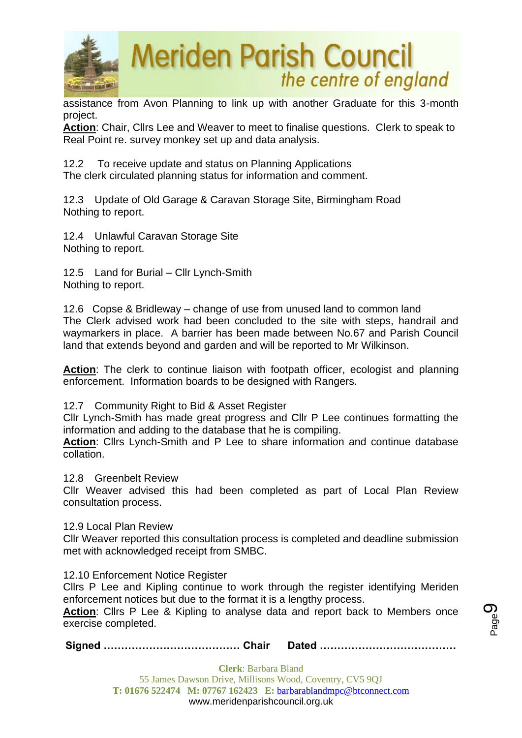assistance from Avon Planning to link up with another Graduate for this 3-month project.

**Action**: Chair, Cllrs Lee and Weaver to meet to finalise questions. Clerk to speak to Real Point re. survey monkey set up and data analysis.

12.2 To receive update and status on Planning Applications

The clerk circulated planning status for information and comment.

12.3 Update of Old Garage & Caravan Storage Site, Birmingham Road

Nothing to report.

12.4 Unlawful Caravan Storage Site

Nothing to report.

12.5 Land for Burial – Cllr Lynch-Smith

Nothing to report.

12.6 Copse & Bridleway – change of use from unused land to common land

The Clerk advised work had been concluded to the site with steps, handrail and waymarkers in place. A barrier has been made between No.67 and Parish Council land that extends beyond and garden and will be reported to Mr Wilkinson.

**Action**: The clerk to continue liaison with footpath officer, ecologist and planning enforcement. Information boards to be designed with Rangers.

12.7 Community Right to Bid & Asset Register

Cllr Lynch-Smith has made great progress and Cllr P Lee continues formatting the information and adding to the database that he is compiling.

**Action**: Cllrs Lynch-Smith and P Lee to share information and continue database collation.

12.8 Greenbelt Review

Cllr Weaver advised this had been completed as part of Local Plan Review consultation process.

12.9 Local Plan Review

Cllr Weaver reported this consultation process is completed and deadline submission met with acknowledged receipt from SMBC.

12.10 Enforcement Notice Register

Cllrs P Lee and Kipling continue to work through the register identifying Meriden enforcement notices but due to the format it is a lengthy process.

**Action**: Cllrs P Lee & Kipling to analyse data and report back to Members once exercise completed.

**Signed ………………………………… Chair Dated …………………………………**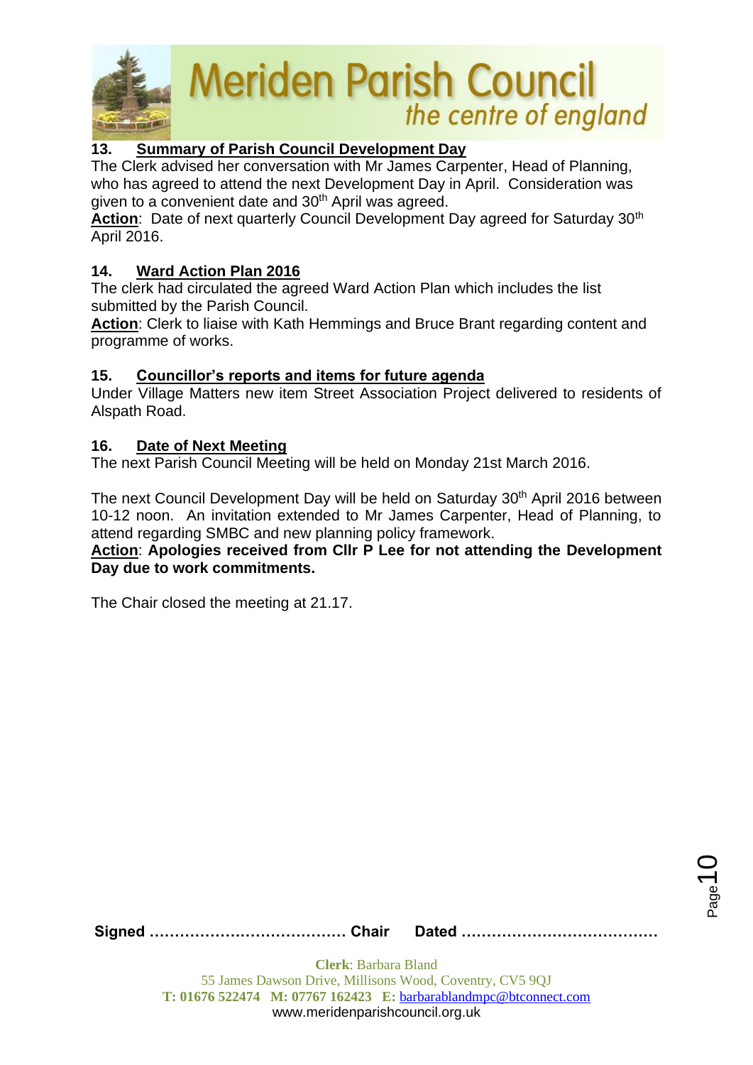## 13. Summary of Parish Council Development Day

The Clerk advised her conversation with Mr James Carpenter, Head of Planning, who has agreed to attend the next Development Day in April. Consideration was given to a convenient date and 30th April was agreed.

**Action**: Date of next quarterly Council Development Day agreed for Saturday 30th April 2016.

## 14. Ward Action Plan 2016

The clerk had circulated the agreed Ward Action Plan which includes the list submitted by the Parish Council.

**Action**: Clerk to liaise with Kath Hemmings and Bruce Brant regarding content and programme of works.

## 15. Councillor's reports and items for future agenda

Under Village Matters new item Street Association Project delivered to residents of Alspath Road.

## 16. Date of Next Meeting

The next Parish Council Meeting will be held on Monday 21st March 2016.

The next Council Development Day will be held on Saturday 30th April 2016 between 10-12 noon. An invitation extended to Mr James Carpenter, Head of Planning, to attend regarding SMBC and new planning policy framework.

**Action**: **Apologies received from Cllr P Lee for not attending the Development Day due to work commitments.**

The Chair closed the meeting at 21.17.

**Signed ………………………………… Chair Dated …………………………………**